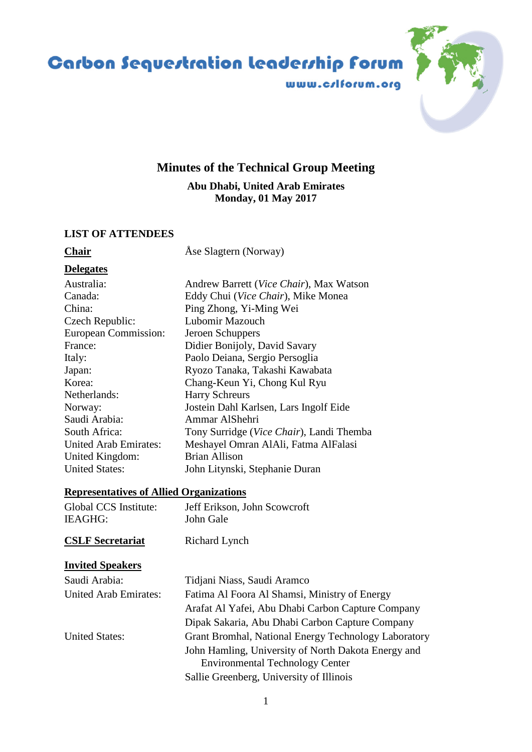# Carbon Sequestration Leadership Forum

www.cslforum.org

## Minutes of the Technical Group Meeting

**Abu Dhabi, United Arab Emirates**
**Monday, 01 May 2017**

### LIST OF ATTENDEES

**Chair** — Åse Slagtern (Norway)

**Delegates**

| | |
|---|---|
| Australia: | Andrew Barrett (*Vice Chair*), Max Watson |
| Canada: | Eddy Chui (*Vice Chair*), Mike Monea |
| China: | Ping Zhong, Yi-Ming Wei |
| Czech Republic: | Lubomir Mazouch |
| European Commission: | Jeroen Schuppers |
| France: | Didier Bonijoly, David Savary |
| Italy: | Paolo Deiana, Sergio Persoglia |
| Japan: | Ryozo Tanaka, Takashi Kawabata |
| Korea: | Chang-Keun Yi, Chong Kul Ryu |
| Netherlands: | Harry Schreurs |
| Norway: | Jostein Dahl Karlsen, Lars Ingolf Eide |
| Saudi Arabia: | Ammar AlShehri |
| South Africa: | Tony Surridge (*Vice Chair*), Landi Themba |
| United Arab Emirates: | Meshayel Omran AlAli, Fatma AlFalasi |
| United Kingdom: | Brian Allison |
| United States: | John Litynski, Stephanie Duran |

**Representatives of Allied Organizations**

| | |
|---|---|
| Global CCS Institute: | Jeff Erikson, John Scowcroft |
| IEAGHG: | John Gale |

**CSLF Secretariat** — Richard Lynch

**Invited Speakers**

| | |
|---|---|
| Saudi Arabia: | Tidjani Niass, Saudi Aramco |
| United Arab Emirates: | Fatima Al Foora Al Shamsi, Ministry of Energy |
| | Arafat Al Yafei, Abu Dhabi Carbon Capture Company |
| | Dipak Sakaria, Abu Dhabi Carbon Capture Company |
| United States: | Grant Bromhal, National Energy Technology Laboratory |
| | John Hamling, University of North Dakota Energy and Environmental Technology Center |
| | Sallie Greenberg, University of Illinois |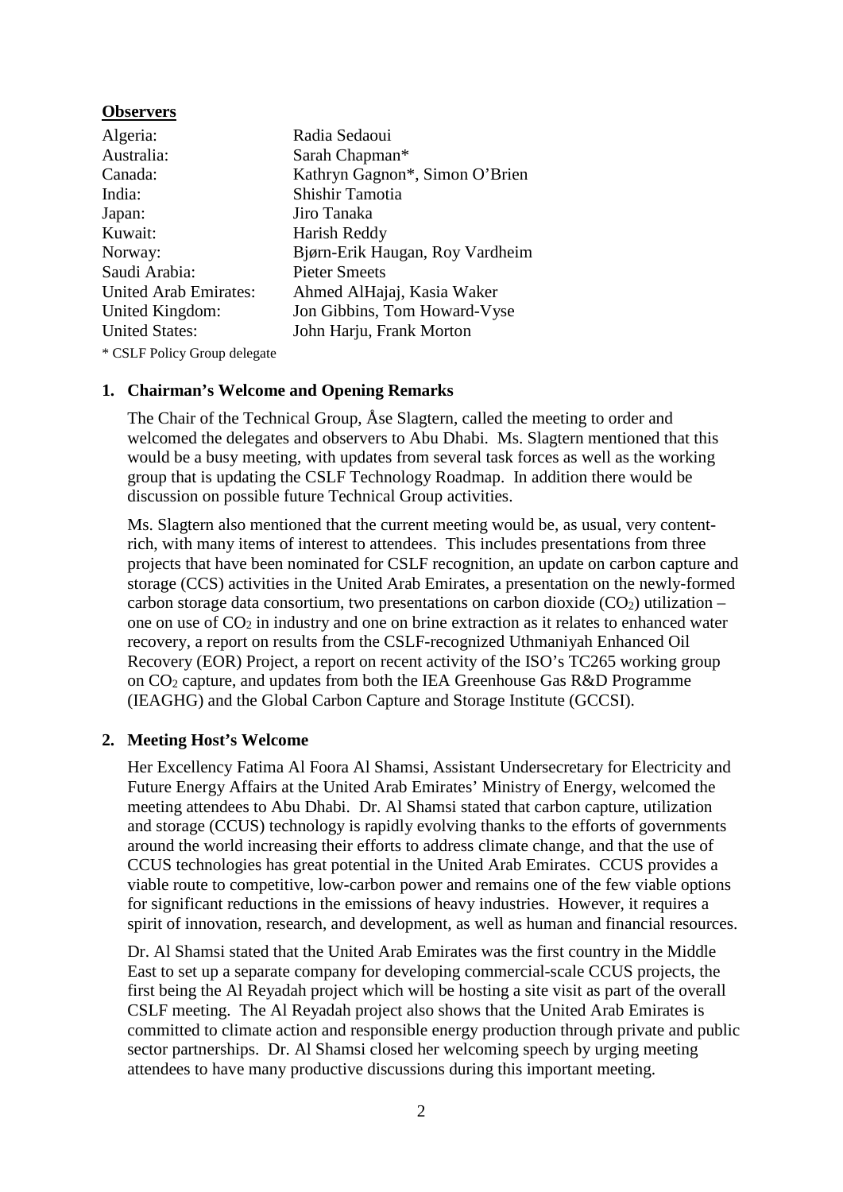**Observers**

| | |
|---|---|
| Algeria: | Radia Sedaoui |
| Australia: | Sarah Chapman* |
| Canada: | Kathryn Gagnon*, Simon O'Brien |
| India: | Shishir Tamotia |
| Japan: | Jiro Tanaka |
| Kuwait: | Harish Reddy |
| Norway: | Bjørn-Erik Haugan, Roy Vardheim |
| Saudi Arabia: | Pieter Smeets |
| United Arab Emirates: | Ahmed AlHajaj, Kasia Waker |
| United Kingdom: | Jon Gibbins, Tom Howard-Vyse |
| United States: | John Harju, Frank Morton |

\* CSLF Policy Group delegate

## 1. Chairman's Welcome and Opening Remarks

The Chair of the Technical Group, Åse Slagtern, called the meeting to order and welcomed the delegates and observers to Abu Dhabi. Ms. Slagtern mentioned that this would be a busy meeting, with updates from several task forces as well as the working group that is updating the CSLF Technology Roadmap. In addition there would be discussion on possible future Technical Group activities.

Ms. Slagtern also mentioned that the current meeting would be, as usual, very content-rich, with many items of interest to attendees. This includes presentations from three projects that have been nominated for CSLF recognition, an update on carbon capture and storage (CCS) activities in the United Arab Emirates, a presentation on the newly-formed carbon storage data consortium, two presentations on carbon dioxide ($CO_2$) utilization – one on use of $CO_2$ in industry and one on brine extraction as it relates to enhanced water recovery, a report on results from the CSLF-recognized Uthmaniyah Enhanced Oil Recovery (EOR) Project, a report on recent activity of the ISO's TC265 working group on $CO_2$ capture, and updates from both the IEA Greenhouse Gas R&D Programme (IEAGHG) and the Global Carbon Capture and Storage Institute (GCCSI).

## 2. Meeting Host's Welcome

Her Excellency Fatima Al Foora Al Shamsi, Assistant Undersecretary for Electricity and Future Energy Affairs at the United Arab Emirates' Ministry of Energy, welcomed the meeting attendees to Abu Dhabi. Dr. Al Shamsi stated that carbon capture, utilization and storage (CCUS) technology is rapidly evolving thanks to the efforts of governments around the world increasing their efforts to address climate change, and that the use of CCUS technologies has great potential in the United Arab Emirates. CCUS provides a viable route to competitive, low-carbon power and remains one of the few viable options for significant reductions in the emissions of heavy industries. However, it requires a spirit of innovation, research, and development, as well as human and financial resources.

Dr. Al Shamsi stated that the United Arab Emirates was the first country in the Middle East to set up a separate company for developing commercial-scale CCUS projects, the first being the Al Reyadah project which will be hosting a site visit as part of the overall CSLF meeting. The Al Reyadah project also shows that the United Arab Emirates is committed to climate action and responsible energy production through private and public sector partnerships. Dr. Al Shamsi closed her welcoming speech by urging meeting attendees to have many productive discussions during this important meeting.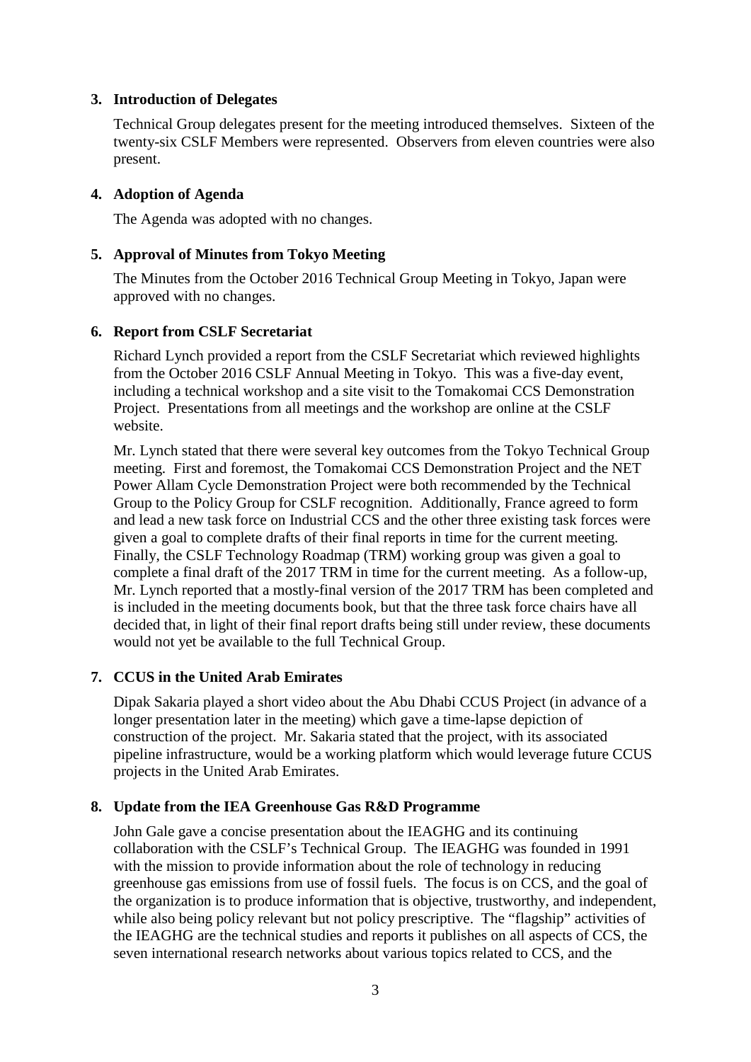## 3. Introduction of Delegates

Technical Group delegates present for the meeting introduced themselves. Sixteen of the twenty-six CSLF Members were represented. Observers from eleven countries were also present.

## 4. Adoption of Agenda

The Agenda was adopted with no changes.

## 5. Approval of Minutes from Tokyo Meeting

The Minutes from the October 2016 Technical Group Meeting in Tokyo, Japan were approved with no changes.

## 6. Report from CSLF Secretariat

Richard Lynch provided a report from the CSLF Secretariat which reviewed highlights from the October 2016 CSLF Annual Meeting in Tokyo. This was a five-day event, including a technical workshop and a site visit to the Tomakomai CCS Demonstration Project. Presentations from all meetings and the workshop are online at the CSLF website.

Mr. Lynch stated that there were several key outcomes from the Tokyo Technical Group meeting. First and foremost, the Tomakomai CCS Demonstration Project and the NET Power Allam Cycle Demonstration Project were both recommended by the Technical Group to the Policy Group for CSLF recognition. Additionally, France agreed to form and lead a new task force on Industrial CCS and the other three existing task forces were given a goal to complete drafts of their final reports in time for the current meeting. Finally, the CSLF Technology Roadmap (TRM) working group was given a goal to complete a final draft of the 2017 TRM in time for the current meeting. As a follow-up, Mr. Lynch reported that a mostly-final version of the 2017 TRM has been completed and is included in the meeting documents book, but that the three task force chairs have all decided that, in light of their final report drafts being still under review, these documents would not yet be available to the full Technical Group.

## 7. CCUS in the United Arab Emirates

Dipak Sakaria played a short video about the Abu Dhabi CCUS Project (in advance of a longer presentation later in the meeting) which gave a time-lapse depiction of construction of the project. Mr. Sakaria stated that the project, with its associated pipeline infrastructure, would be a working platform which would leverage future CCUS projects in the United Arab Emirates.

## 8. Update from the IEA Greenhouse Gas R&D Programme

John Gale gave a concise presentation about the IEAGHG and its continuing collaboration with the CSLF's Technical Group. The IEAGHG was founded in 1991 with the mission to provide information about the role of technology in reducing greenhouse gas emissions from use of fossil fuels. The focus is on CCS, and the goal of the organization is to produce information that is objective, trustworthy, and independent, while also being policy relevant but not policy prescriptive. The "flagship" activities of the IEAGHG are the technical studies and reports it publishes on all aspects of CCS, the seven international research networks about various topics related to CCS, and the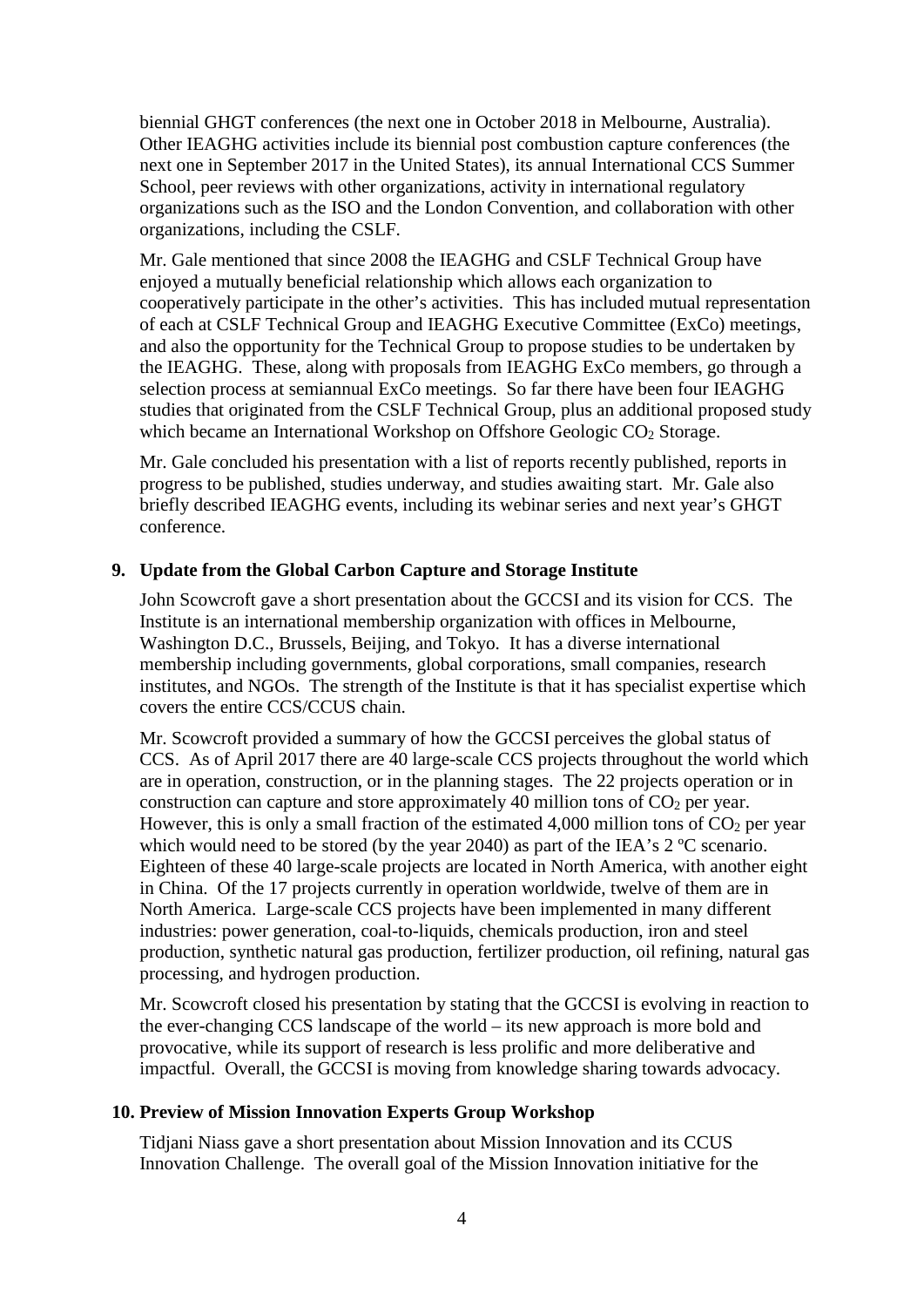biennial GHGT conferences (the next one in October 2018 in Melbourne, Australia). Other IEAGHG activities include its biennial post combustion capture conferences (the next one in September 2017 in the United States), its annual International CCS Summer School, peer reviews with other organizations, activity in international regulatory organizations such as the ISO and the London Convention, and collaboration with other organizations, including the CSLF.

Mr. Gale mentioned that since 2008 the IEAGHG and CSLF Technical Group have enjoyed a mutually beneficial relationship which allows each organization to cooperatively participate in the other's activities. This has included mutual representation of each at CSLF Technical Group and IEAGHG Executive Committee (ExCo) meetings, and also the opportunity for the Technical Group to propose studies to be undertaken by the IEAGHG. These, along with proposals from IEAGHG ExCo members, go through a selection process at semiannual ExCo meetings. So far there have been four IEAGHG studies that originated from the CSLF Technical Group, plus an additional proposed study which became an International Workshop on Offshore Geologic $CO_2$ Storage.

Mr. Gale concluded his presentation with a list of reports recently published, reports in progress to be published, studies underway, and studies awaiting start. Mr. Gale also briefly described IEAGHG events, including its webinar series and next year's GHGT conference.

## 9. Update from the Global Carbon Capture and Storage Institute

John Scowcroft gave a short presentation about the GCCSI and its vision for CCS. The Institute is an international membership organization with offices in Melbourne, Washington D.C., Brussels, Beijing, and Tokyo. It has a diverse international membership including governments, global corporations, small companies, research institutes, and NGOs. The strength of the Institute is that it has specialist expertise which covers the entire CCS/CCUS chain.

Mr. Scowcroft provided a summary of how the GCCSI perceives the global status of CCS. As of April 2017 there are 40 large-scale CCS projects throughout the world which are in operation, construction, or in the planning stages. The 22 projects operation or in construction can capture and store approximately 40 million tons of $CO_2$ per year. However, this is only a small fraction of the estimated 4,000 million tons of $CO_2$ per year which would need to be stored (by the year 2040) as part of the IEA's 2 ºC scenario. Eighteen of these 40 large-scale projects are located in North America, with another eight in China. Of the 17 projects currently in operation worldwide, twelve of them are in North America. Large-scale CCS projects have been implemented in many different industries: power generation, coal-to-liquids, chemicals production, iron and steel production, synthetic natural gas production, fertilizer production, oil refining, natural gas processing, and hydrogen production.

Mr. Scowcroft closed his presentation by stating that the GCCSI is evolving in reaction to the ever-changing CCS landscape of the world – its new approach is more bold and provocative, while its support of research is less prolific and more deliberative and impactful. Overall, the GCCSI is moving from knowledge sharing towards advocacy.

## 10. Preview of Mission Innovation Experts Group Workshop

Tidjani Niass gave a short presentation about Mission Innovation and its CCUS Innovation Challenge. The overall goal of the Mission Innovation initiative for the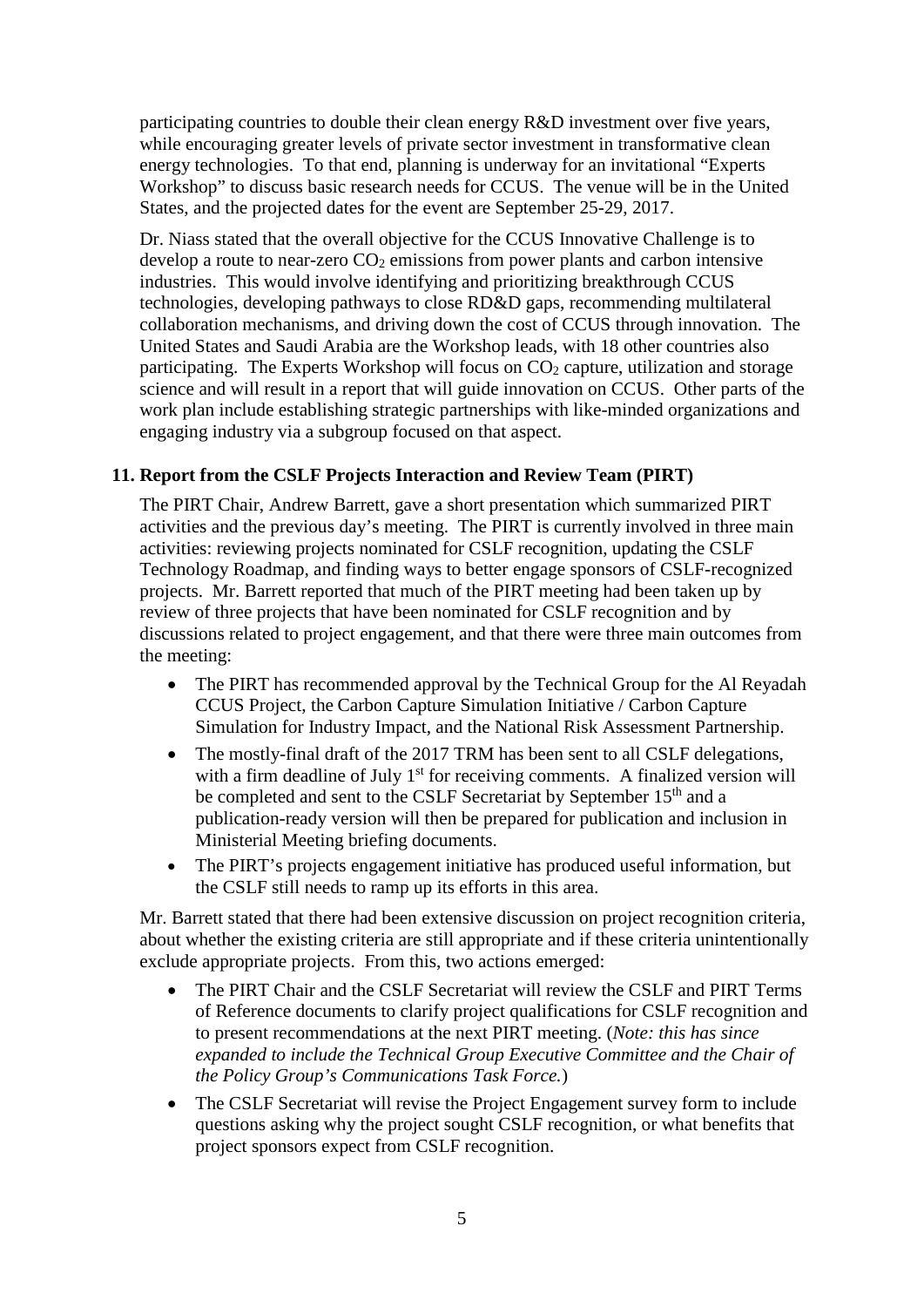participating countries to double their clean energy R&D investment over five years, while encouraging greater levels of private sector investment in transformative clean energy technologies. To that end, planning is underway for an invitational "Experts Workshop" to discuss basic research needs for CCUS. The venue will be in the United States, and the projected dates for the event are September 25-29, 2017.

Dr. Niass stated that the overall objective for the CCUS Innovative Challenge is to develop a route to near-zero $CO_2$ emissions from power plants and carbon intensive industries. This would involve identifying and prioritizing breakthrough CCUS technologies, developing pathways to close RD&D gaps, recommending multilateral collaboration mechanisms, and driving down the cost of CCUS through innovation. The United States and Saudi Arabia are the Workshop leads, with 18 other countries also participating. The Experts Workshop will focus on $CO_2$ capture, utilization and storage science and will result in a report that will guide innovation on CCUS. Other parts of the work plan include establishing strategic partnerships with like-minded organizations and engaging industry via a subgroup focused on that aspect.

## 11. Report from the CSLF Projects Interaction and Review Team (PIRT)

The PIRT Chair, Andrew Barrett, gave a short presentation which summarized PIRT activities and the previous day's meeting. The PIRT is currently involved in three main activities: reviewing projects nominated for CSLF recognition, updating the CSLF Technology Roadmap, and finding ways to better engage sponsors of CSLF-recognized projects. Mr. Barrett reported that much of the PIRT meeting had been taken up by review of three projects that have been nominated for CSLF recognition and by discussions related to project engagement, and that there were three main outcomes from the meeting:

- The PIRT has recommended approval by the Technical Group for the Al Reyadah CCUS Project, the Carbon Capture Simulation Initiative / Carbon Capture Simulation for Industry Impact, and the National Risk Assessment Partnership.
- The mostly-final draft of the 2017 TRM has been sent to all CSLF delegations, with a firm deadline of July 1st for receiving comments. A finalized version will be completed and sent to the CSLF Secretariat by September 15th and a publication-ready version will then be prepared for publication and inclusion in Ministerial Meeting briefing documents.
- The PIRT's projects engagement initiative has produced useful information, but the CSLF still needs to ramp up its efforts in this area.

Mr. Barrett stated that there had been extensive discussion on project recognition criteria, about whether the existing criteria are still appropriate and if these criteria unintentionally exclude appropriate projects. From this, two actions emerged:

- The PIRT Chair and the CSLF Secretariat will review the CSLF and PIRT Terms of Reference documents to clarify project qualifications for CSLF recognition and to present recommendations at the next PIRT meeting. (*Note: this has since expanded to include the Technical Group Executive Committee and the Chair of the Policy Group's Communications Task Force.*)
- The CSLF Secretariat will revise the Project Engagement survey form to include questions asking why the project sought CSLF recognition, or what benefits that project sponsors expect from CSLF recognition.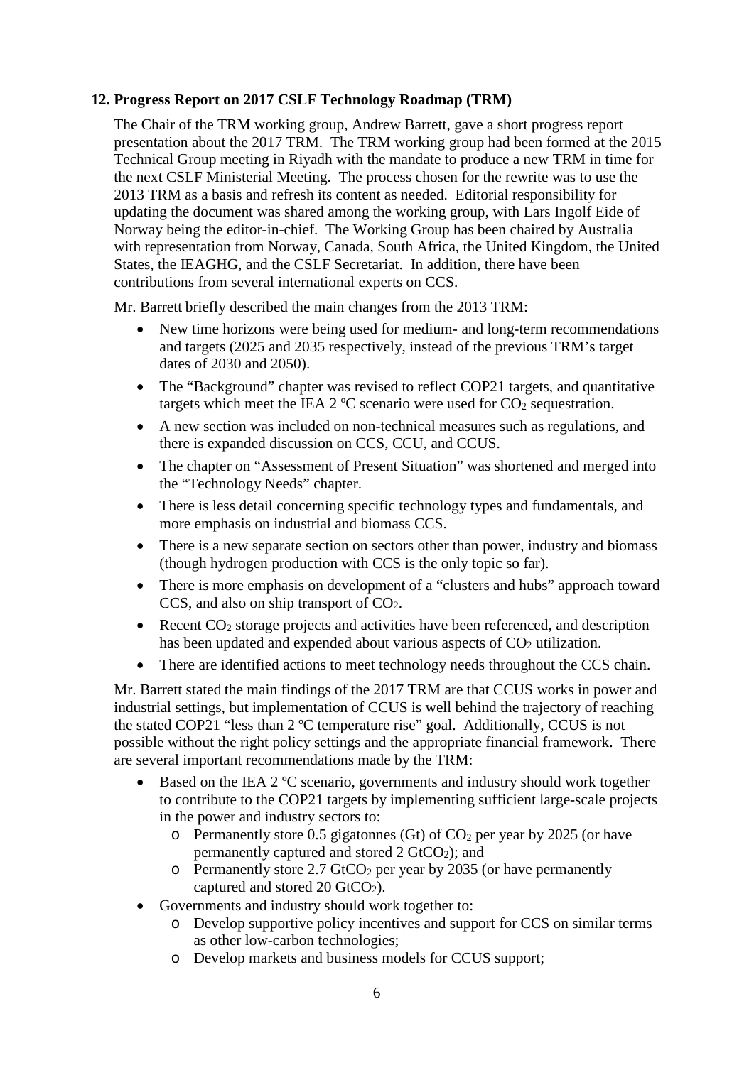## 12. Progress Report on 2017 CSLF Technology Roadmap (TRM)

The Chair of the TRM working group, Andrew Barrett, gave a short progress report presentation about the 2017 TRM. The TRM working group had been formed at the 2015 Technical Group meeting in Riyadh with the mandate to produce a new TRM in time for the next CSLF Ministerial Meeting. The process chosen for the rewrite was to use the 2013 TRM as a basis and refresh its content as needed. Editorial responsibility for updating the document was shared among the working group, with Lars Ingolf Eide of Norway being the editor-in-chief. The Working Group has been chaired by Australia with representation from Norway, Canada, South Africa, the United Kingdom, the United States, the IEAGHG, and the CSLF Secretariat. In addition, there have been contributions from several international experts on CCS.

Mr. Barrett briefly described the main changes from the 2013 TRM:

- New time horizons were being used for medium- and long-term recommendations and targets (2025 and 2035 respectively, instead of the previous TRM's target dates of 2030 and 2050).
- The "Background" chapter was revised to reflect COP21 targets, and quantitative targets which meet the IEA 2 ºC scenario were used for $CO_2$ sequestration.
- A new section was included on non-technical measures such as regulations, and there is expanded discussion on CCS, CCU, and CCUS.
- The chapter on "Assessment of Present Situation" was shortened and merged into the "Technology Needs" chapter.
- There is less detail concerning specific technology types and fundamentals, and more emphasis on industrial and biomass CCS.
- There is a new separate section on sectors other than power, industry and biomass (though hydrogen production with CCS is the only topic so far).
- There is more emphasis on development of a "clusters and hubs" approach toward CCS, and also on ship transport of $CO_2$.
- Recent $CO_2$ storage projects and activities have been referenced, and description has been updated and expended about various aspects of $CO_2$ utilization.
- There are identified actions to meet technology needs throughout the CCS chain.

Mr. Barrett stated the main findings of the 2017 TRM are that CCUS works in power and industrial settings, but implementation of CCUS is well behind the trajectory of reaching the stated COP21 "less than 2 ºC temperature rise" goal. Additionally, CCUS is not possible without the right policy settings and the appropriate financial framework. There are several important recommendations made by the TRM:

- Based on the IEA 2 ºC scenario, governments and industry should work together to contribute to the COP21 targets by implementing sufficient large-scale projects in the power and industry sectors to:
  - Permanently store 0.5 gigatonnes (Gt) of $CO_2$ per year by 2025 (or have permanently captured and stored 2 $GtCO_2$); and
  - Permanently store 2.7 $GtCO_2$ per year by 2035 (or have permanently captured and stored 20 $GtCO_2$).
- Governments and industry should work together to:
  - Develop supportive policy incentives and support for CCS on similar terms as other low-carbon technologies;
  - Develop markets and business models for CCUS support;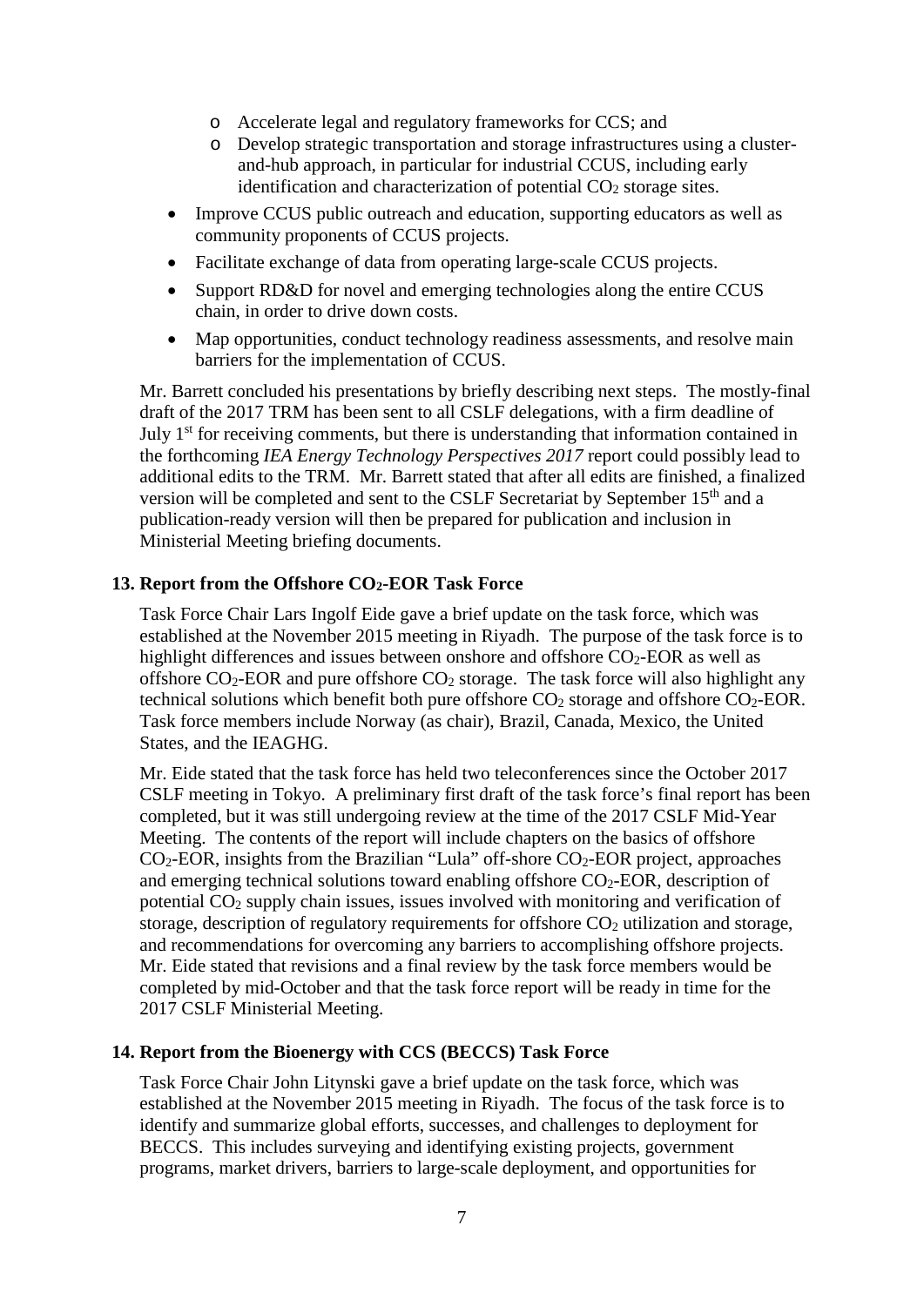- Accelerate legal and regulatory frameworks for CCS; and
  - Develop strategic transportation and storage infrastructures using a cluster-and-hub approach, in particular for industrial CCUS, including early identification and characterization of potential $CO_2$ storage sites.
- Improve CCUS public outreach and education, supporting educators as well as community proponents of CCUS projects.
- Facilitate exchange of data from operating large-scale CCUS projects.
- Support RD&D for novel and emerging technologies along the entire CCUS chain, in order to drive down costs.
- Map opportunities, conduct technology readiness assessments, and resolve main barriers for the implementation of CCUS.

Mr. Barrett concluded his presentations by briefly describing next steps. The mostly-final draft of the 2017 TRM has been sent to all CSLF delegations, with a firm deadline of July 1st for receiving comments, but there is understanding that information contained in the forthcoming *IEA Energy Technology Perspectives 2017* report could possibly lead to additional edits to the TRM. Mr. Barrett stated that after all edits are finished, a finalized version will be completed and sent to the CSLF Secretariat by September 15th and a publication-ready version will then be prepared for publication and inclusion in Ministerial Meeting briefing documents.

**13. Report from the Offshore $CO_2$-EOR Task Force**

Task Force Chair Lars Ingolf Eide gave a brief update on the task force, which was established at the November 2015 meeting in Riyadh. The purpose of the task force is to highlight differences and issues between onshore and offshore $CO_2$-EOR as well as offshore $CO_2$-EOR and pure offshore $CO_2$ storage. The task force will also highlight any technical solutions which benefit both pure offshore $CO_2$ storage and offshore $CO_2$-EOR. Task force members include Norway (as chair), Brazil, Canada, Mexico, the United States, and the IEAGHG.

Mr. Eide stated that the task force has held two teleconferences since the October 2017 CSLF meeting in Tokyo. A preliminary first draft of the task force's final report has been completed, but it was still undergoing review at the time of the 2017 CSLF Mid-Year Meeting. The contents of the report will include chapters on the basics of offshore $CO_2$-EOR, insights from the Brazilian "Lula" off-shore $CO_2$-EOR project, approaches and emerging technical solutions toward enabling offshore $CO_2$-EOR, description of potential $CO_2$ supply chain issues, issues involved with monitoring and verification of storage, description of regulatory requirements for offshore $CO_2$ utilization and storage, and recommendations for overcoming any barriers to accomplishing offshore projects. Mr. Eide stated that revisions and a final review by the task force members would be completed by mid-October and that the task force report will be ready in time for the 2017 CSLF Ministerial Meeting.

**14. Report from the Bioenergy with CCS (BECCS) Task Force**

Task Force Chair John Litynski gave a brief update on the task force, which was established at the November 2015 meeting in Riyadh. The focus of the task force is to identify and summarize global efforts, successes, and challenges to deployment for BECCS. This includes surveying and identifying existing projects, government programs, market drivers, barriers to large-scale deployment, and opportunities for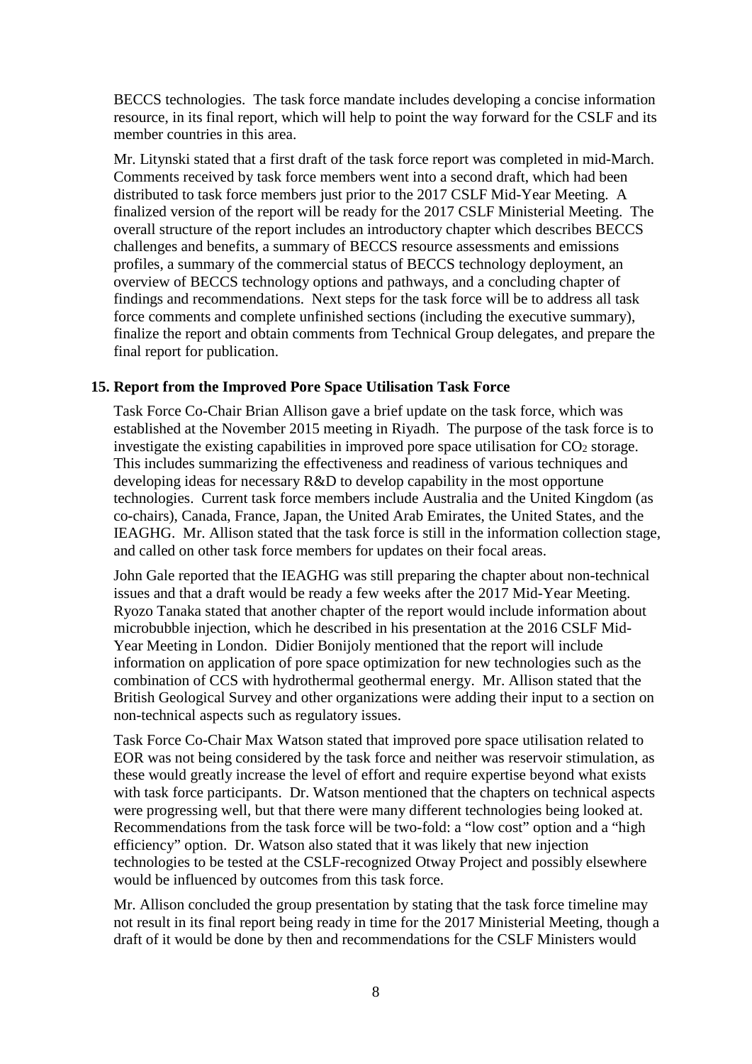BECCS technologies. The task force mandate includes developing a concise information resource, in its final report, which will help to point the way forward for the CSLF and its member countries in this area.

Mr. Litynski stated that a first draft of the task force report was completed in mid-March. Comments received by task force members went into a second draft, which had been distributed to task force members just prior to the 2017 CSLF Mid-Year Meeting. A finalized version of the report will be ready for the 2017 CSLF Ministerial Meeting. The overall structure of the report includes an introductory chapter which describes BECCS challenges and benefits, a summary of BECCS resource assessments and emissions profiles, a summary of the commercial status of BECCS technology deployment, an overview of BECCS technology options and pathways, and a concluding chapter of findings and recommendations. Next steps for the task force will be to address all task force comments and complete unfinished sections (including the executive summary), finalize the report and obtain comments from Technical Group delegates, and prepare the final report for publication.

## 15. Report from the Improved Pore Space Utilisation Task Force

Task Force Co-Chair Brian Allison gave a brief update on the task force, which was established at the November 2015 meeting in Riyadh. The purpose of the task force is to investigate the existing capabilities in improved pore space utilisation for $CO_2$ storage. This includes summarizing the effectiveness and readiness of various techniques and developing ideas for necessary R&D to develop capability in the most opportune technologies. Current task force members include Australia and the United Kingdom (as co-chairs), Canada, France, Japan, the United Arab Emirates, the United States, and the IEAGHG. Mr. Allison stated that the task force is still in the information collection stage, and called on other task force members for updates on their focal areas.

John Gale reported that the IEAGHG was still preparing the chapter about non-technical issues and that a draft would be ready a few weeks after the 2017 Mid-Year Meeting. Ryozo Tanaka stated that another chapter of the report would include information about microbubble injection, which he described in his presentation at the 2016 CSLF Mid-Year Meeting in London. Didier Bonijoly mentioned that the report will include information on application of pore space optimization for new technologies such as the combination of CCS with hydrothermal geothermal energy. Mr. Allison stated that the British Geological Survey and other organizations were adding their input to a section on non-technical aspects such as regulatory issues.

Task Force Co-Chair Max Watson stated that improved pore space utilisation related to EOR was not being considered by the task force and neither was reservoir stimulation, as these would greatly increase the level of effort and require expertise beyond what exists with task force participants. Dr. Watson mentioned that the chapters on technical aspects were progressing well, but that there were many different technologies being looked at. Recommendations from the task force will be two-fold: a "low cost" option and a "high efficiency" option. Dr. Watson also stated that it was likely that new injection technologies to be tested at the CSLF-recognized Otway Project and possibly elsewhere would be influenced by outcomes from this task force.

Mr. Allison concluded the group presentation by stating that the task force timeline may not result in its final report being ready in time for the 2017 Ministerial Meeting, though a draft of it would be done by then and recommendations for the CSLF Ministers would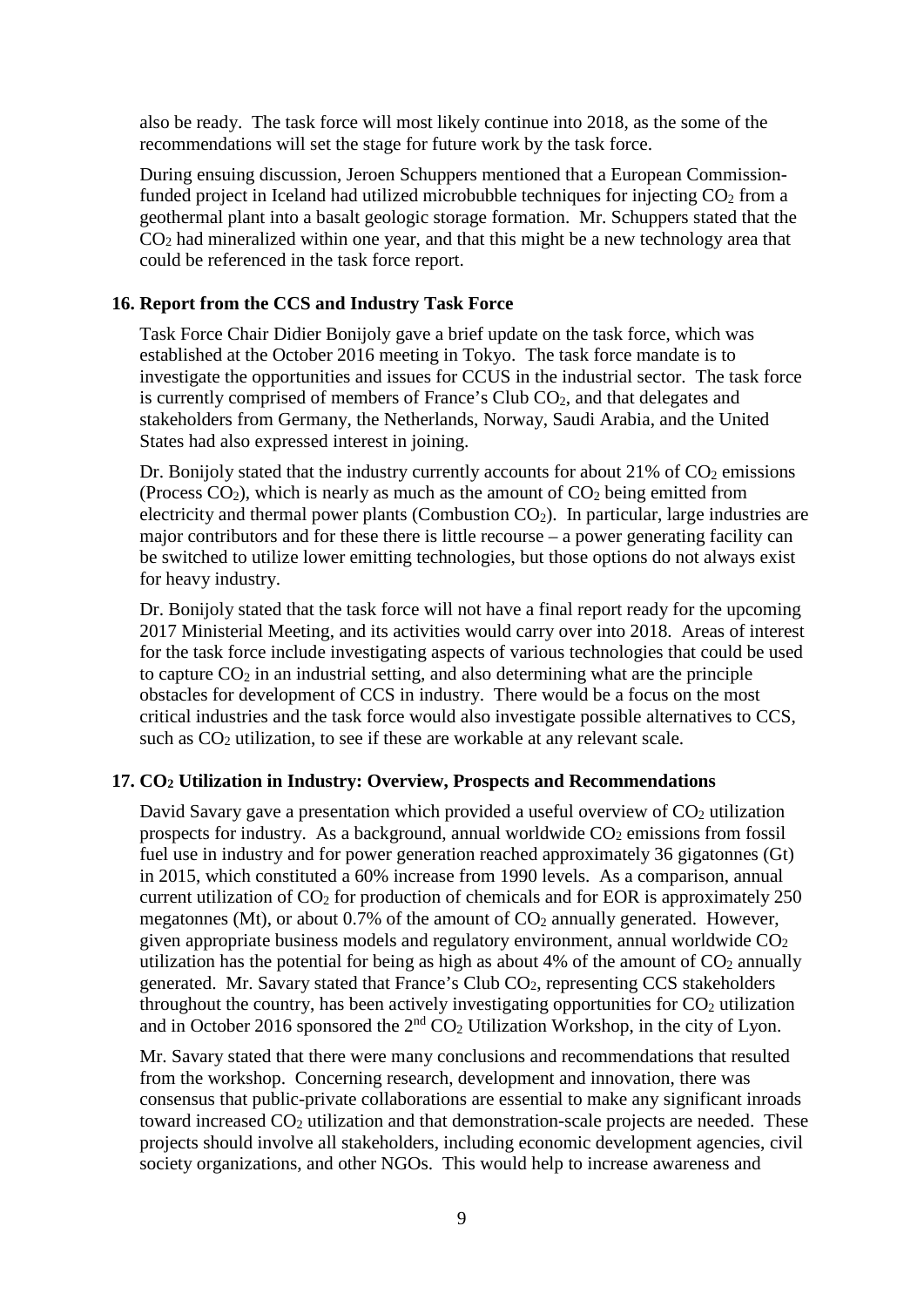also be ready. The task force will most likely continue into 2018, as the some of the recommendations will set the stage for future work by the task force.

During ensuing discussion, Jeroen Schuppers mentioned that a European Commission-funded project in Iceland had utilized microbubble techniques for injecting $CO_2$ from a geothermal plant into a basalt geologic storage formation. Mr. Schuppers stated that the $CO_2$ had mineralized within one year, and that this might be a new technology area that could be referenced in the task force report.

### 16. Report from the CCS and Industry Task Force

Task Force Chair Didier Bonijoly gave a brief update on the task force, which was established at the October 2016 meeting in Tokyo. The task force mandate is to investigate the opportunities and issues for CCUS in the industrial sector. The task force is currently comprised of members of France's Club $CO_2$, and that delegates and stakeholders from Germany, the Netherlands, Norway, Saudi Arabia, and the United States had also expressed interest in joining.

Dr. Bonijoly stated that the industry currently accounts for about 21% of $CO_2$ emissions (Process $CO_2$), which is nearly as much as the amount of $CO_2$ being emitted from electricity and thermal power plants (Combustion $CO_2$). In particular, large industries are major contributors and for these there is little recourse – a power generating facility can be switched to utilize lower emitting technologies, but those options do not always exist for heavy industry.

Dr. Bonijoly stated that the task force will not have a final report ready for the upcoming 2017 Ministerial Meeting, and its activities would carry over into 2018. Areas of interest for the task force include investigating aspects of various technologies that could be used to capture $CO_2$ in an industrial setting, and also determining what are the principle obstacles for development of CCS in industry. There would be a focus on the most critical industries and the task force would also investigate possible alternatives to CCS, such as $CO_2$ utilization, to see if these are workable at any relevant scale.

### 17. $CO_2$ Utilization in Industry: Overview, Prospects and Recommendations

David Savary gave a presentation which provided a useful overview of $CO_2$ utilization prospects for industry. As a background, annual worldwide $CO_2$ emissions from fossil fuel use in industry and for power generation reached approximately 36 gigatonnes (Gt) in 2015, which constituted a 60% increase from 1990 levels. As a comparison, annual current utilization of $CO_2$ for production of chemicals and for EOR is approximately 250 megatonnes (Mt), or about 0.7% of the amount of $CO_2$ annually generated. However, given appropriate business models and regulatory environment, annual worldwide $CO_2$ utilization has the potential for being as high as about 4% of the amount of $CO_2$ annually generated. Mr. Savary stated that France's Club $CO_2$, representing CCS stakeholders throughout the country, has been actively investigating opportunities for $CO_2$ utilization and in October 2016 sponsored the 2nd $CO_2$ Utilization Workshop, in the city of Lyon.

Mr. Savary stated that there were many conclusions and recommendations that resulted from the workshop. Concerning research, development and innovation, there was consensus that public-private collaborations are essential to make any significant inroads toward increased $CO_2$ utilization and that demonstration-scale projects are needed. These projects should involve all stakeholders, including economic development agencies, civil society organizations, and other NGOs. This would help to increase awareness and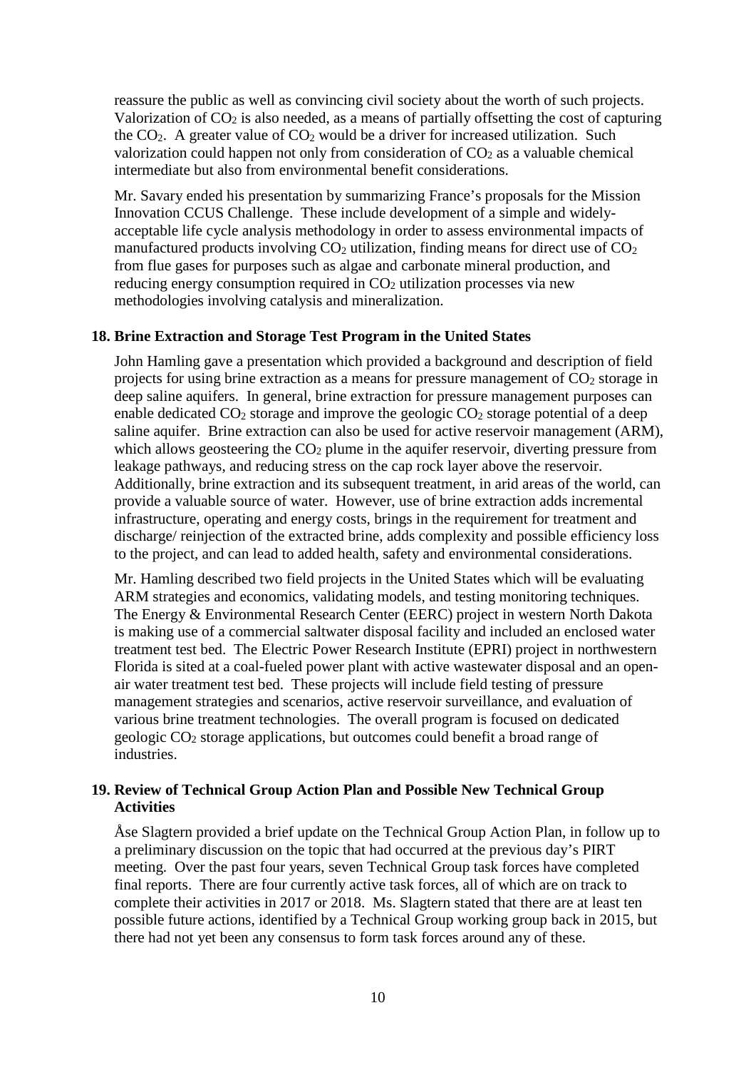reassure the public as well as convincing civil society about the worth of such projects. Valorization of $CO_2$ is also needed, as a means of partially offsetting the cost of capturing the $CO_2$. A greater value of $CO_2$ would be a driver for increased utilization. Such valorization could happen not only from consideration of $CO_2$ as a valuable chemical intermediate but also from environmental benefit considerations.

Mr. Savary ended his presentation by summarizing France's proposals for the Mission Innovation CCUS Challenge. These include development of a simple and widely-acceptable life cycle analysis methodology in order to assess environmental impacts of manufactured products involving $CO_2$ utilization, finding means for direct use of $CO_2$ from flue gases for purposes such as algae and carbonate mineral production, and reducing energy consumption required in $CO_2$ utilization processes via new methodologies involving catalysis and mineralization.

## 18. Brine Extraction and Storage Test Program in the United States

John Hamling gave a presentation which provided a background and description of field projects for using brine extraction as a means for pressure management of $CO_2$ storage in deep saline aquifers. In general, brine extraction for pressure management purposes can enable dedicated $CO_2$ storage and improve the geologic $CO_2$ storage potential of a deep saline aquifer. Brine extraction can also be used for active reservoir management (ARM), which allows geosteering the $CO_2$ plume in the aquifer reservoir, diverting pressure from leakage pathways, and reducing stress on the cap rock layer above the reservoir. Additionally, brine extraction and its subsequent treatment, in arid areas of the world, can provide a valuable source of water. However, use of brine extraction adds incremental infrastructure, operating and energy costs, brings in the requirement for treatment and discharge/ reinjection of the extracted brine, adds complexity and possible efficiency loss to the project, and can lead to added health, safety and environmental considerations.

Mr. Hamling described two field projects in the United States which will be evaluating ARM strategies and economics, validating models, and testing monitoring techniques. The Energy & Environmental Research Center (EERC) project in western North Dakota is making use of a commercial saltwater disposal facility and included an enclosed water treatment test bed. The Electric Power Research Institute (EPRI) project in northwestern Florida is sited at a coal-fueled power plant with active wastewater disposal and an open-air water treatment test bed. These projects will include field testing of pressure management strategies and scenarios, active reservoir surveillance, and evaluation of various brine treatment technologies. The overall program is focused on dedicated geologic $CO_2$ storage applications, but outcomes could benefit a broad range of industries.

## 19. Review of Technical Group Action Plan and Possible New Technical Group Activities

Åse Slagtern provided a brief update on the Technical Group Action Plan, in follow up to a preliminary discussion on the topic that had occurred at the previous day's PIRT meeting. Over the past four years, seven Technical Group task forces have completed final reports. There are four currently active task forces, all of which are on track to complete their activities in 2017 or 2018. Ms. Slagtern stated that there are at least ten possible future actions, identified by a Technical Group working group back in 2015, but there had not yet been any consensus to form task forces around any of these.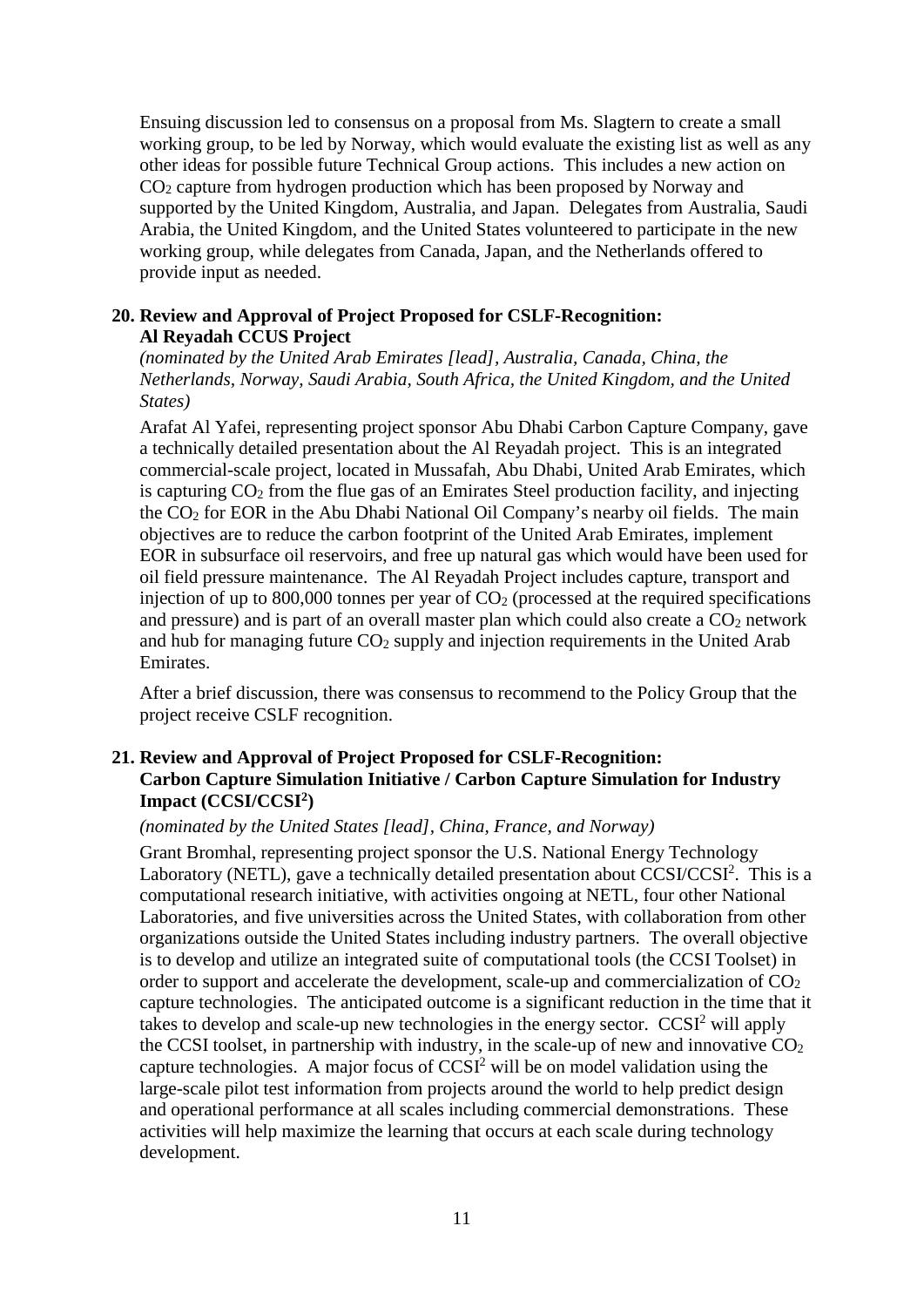Ensuing discussion led to consensus on a proposal from Ms. Slagtern to create a small working group, to be led by Norway, which would evaluate the existing list as well as any other ideas for possible future Technical Group actions. This includes a new action on $CO_2$ capture from hydrogen production which has been proposed by Norway and supported by the United Kingdom, Australia, and Japan. Delegates from Australia, Saudi Arabia, the United Kingdom, and the United States volunteered to participate in the new working group, while delegates from Canada, Japan, and the Netherlands offered to provide input as needed.

**20. Review and Approval of Project Proposed for CSLF-Recognition: Al Reyadah CCUS Project**

*(nominated by the United Arab Emirates [lead], Australia, Canada, China, the Netherlands, Norway, Saudi Arabia, South Africa, the United Kingdom, and the United States)*

Arafat Al Yafei, representing project sponsor Abu Dhabi Carbon Capture Company, gave a technically detailed presentation about the Al Reyadah project. This is an integrated commercial-scale project, located in Mussafah, Abu Dhabi, United Arab Emirates, which is capturing $CO_2$ from the flue gas of an Emirates Steel production facility, and injecting the $CO_2$ for EOR in the Abu Dhabi National Oil Company's nearby oil fields. The main objectives are to reduce the carbon footprint of the United Arab Emirates, implement EOR in subsurface oil reservoirs, and free up natural gas which would have been used for oil field pressure maintenance. The Al Reyadah Project includes capture, transport and injection of up to 800,000 tonnes per year of $CO_2$ (processed at the required specifications and pressure) and is part of an overall master plan which could also create a $CO_2$ network and hub for managing future $CO_2$ supply and injection requirements in the United Arab Emirates.

After a brief discussion, there was consensus to recommend to the Policy Group that the project receive CSLF recognition.

**21. Review and Approval of Project Proposed for CSLF-Recognition: Carbon Capture Simulation Initiative / Carbon Capture Simulation for Industry Impact (CCSI/CCSI²)**

*(nominated by the United States [lead], China, France, and Norway)*

Grant Bromhal, representing project sponsor the U.S. National Energy Technology Laboratory (NETL), gave a technically detailed presentation about CCSI/CCSI². This is a computational research initiative, with activities ongoing at NETL, four other National Laboratories, and five universities across the United States, with collaboration from other organizations outside the United States including industry partners. The overall objective is to develop and utilize an integrated suite of computational tools (the CCSI Toolset) in order to support and accelerate the development, scale-up and commercialization of $CO_2$ capture technologies. The anticipated outcome is a significant reduction in the time that it takes to develop and scale-up new technologies in the energy sector. CCSI² will apply the CCSI toolset, in partnership with industry, in the scale-up of new and innovative $CO_2$ capture technologies. A major focus of CCSI² will be on model validation using the large-scale pilot test information from projects around the world to help predict design and operational performance at all scales including commercial demonstrations. These activities will help maximize the learning that occurs at each scale during technology development.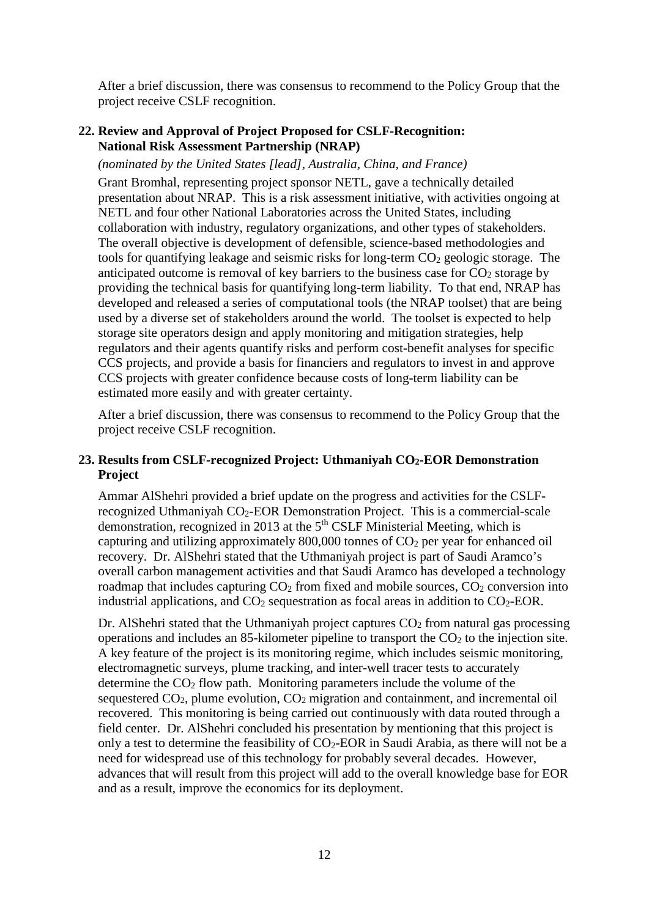After a brief discussion, there was consensus to recommend to the Policy Group that the project receive CSLF recognition.

**22. Review and Approval of Project Proposed for CSLF-Recognition: National Risk Assessment Partnership (NRAP)**

*(nominated by the United States [lead], Australia, China, and France)*

Grant Bromhal, representing project sponsor NETL, gave a technically detailed presentation about NRAP. This is a risk assessment initiative, with activities ongoing at NETL and four other National Laboratories across the United States, including collaboration with industry, regulatory organizations, and other types of stakeholders. The overall objective is development of defensible, science-based methodologies and tools for quantifying leakage and seismic risks for long-term $CO_2$ geologic storage. The anticipated outcome is removal of key barriers to the business case for $CO_2$ storage by providing the technical basis for quantifying long-term liability. To that end, NRAP has developed and released a series of computational tools (the NRAP toolset) that are being used by a diverse set of stakeholders around the world. The toolset is expected to help storage site operators design and apply monitoring and mitigation strategies, help regulators and their agents quantify risks and perform cost-benefit analyses for specific CCS projects, and provide a basis for financiers and regulators to invest in and approve CCS projects with greater confidence because costs of long-term liability can be estimated more easily and with greater certainty.

After a brief discussion, there was consensus to recommend to the Policy Group that the project receive CSLF recognition.

**23. Results from CSLF-recognized Project: Uthmaniyah $CO_2$-EOR Demonstration Project**

Ammar AlShehri provided a brief update on the progress and activities for the CSLF-recognized Uthmaniyah $CO_2$-EOR Demonstration Project. This is a commercial-scale demonstration, recognized in 2013 at the 5th CSLF Ministerial Meeting, which is capturing and utilizing approximately 800,000 tonnes of $CO_2$ per year for enhanced oil recovery. Dr. AlShehri stated that the Uthmaniyah project is part of Saudi Aramco's overall carbon management activities and that Saudi Aramco has developed a technology roadmap that includes capturing $CO_2$ from fixed and mobile sources, $CO_2$ conversion into industrial applications, and $CO_2$ sequestration as focal areas in addition to $CO_2$-EOR.

Dr. AlShehri stated that the Uthmaniyah project captures $CO_2$ from natural gas processing operations and includes an 85-kilometer pipeline to transport the $CO_2$ to the injection site. A key feature of the project is its monitoring regime, which includes seismic monitoring, electromagnetic surveys, plume tracking, and inter-well tracer tests to accurately determine the $CO_2$ flow path. Monitoring parameters include the volume of the sequestered $CO_2$, plume evolution, $CO_2$ migration and containment, and incremental oil recovered. This monitoring is being carried out continuously with data routed through a field center. Dr. AlShehri concluded his presentation by mentioning that this project is only a test to determine the feasibility of $CO_2$-EOR in Saudi Arabia, as there will not be a need for widespread use of this technology for probably several decades. However, advances that will result from this project will add to the overall knowledge base for EOR and as a result, improve the economics for its deployment.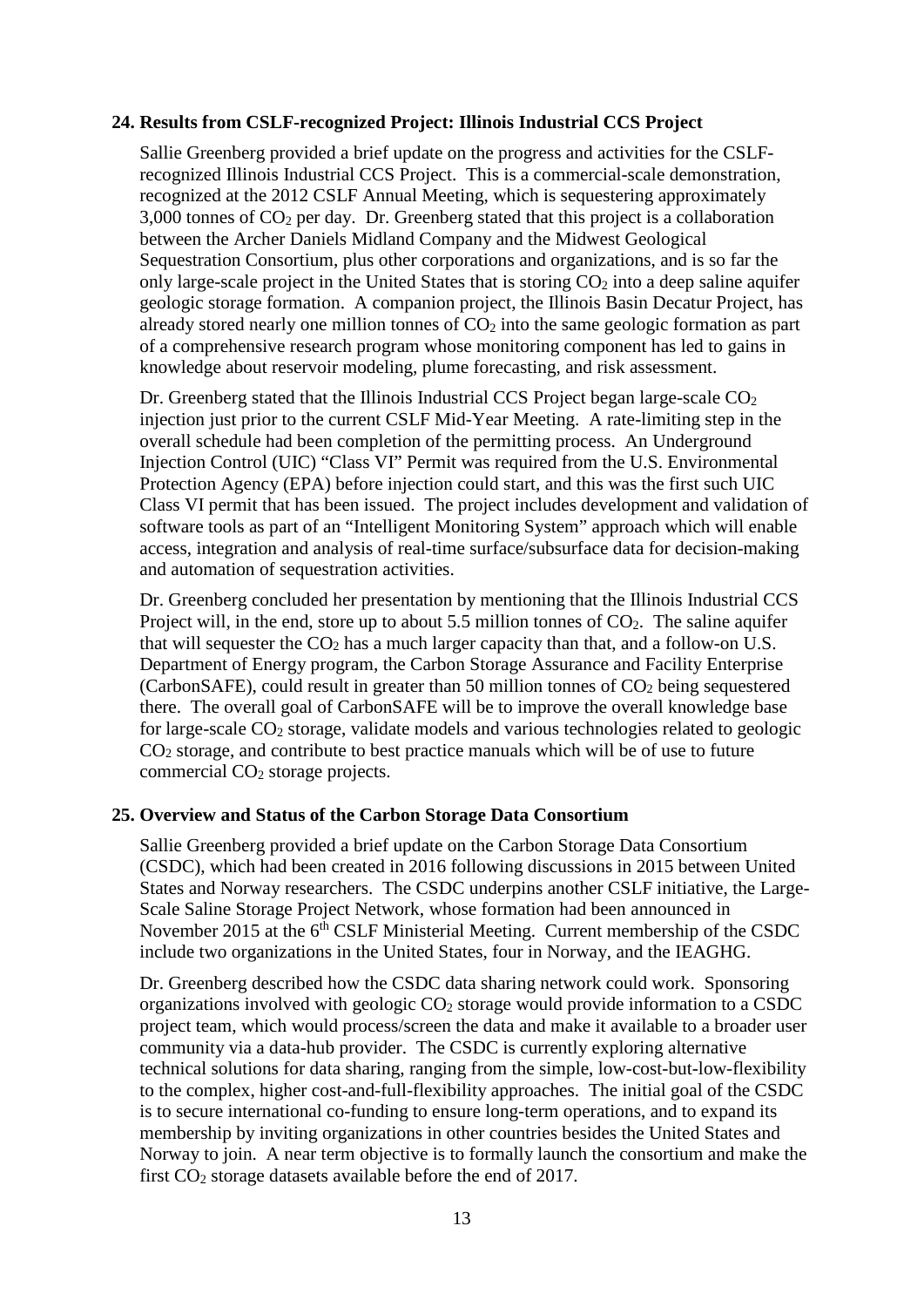### 24. Results from CSLF-recognized Project: Illinois Industrial CCS Project

Sallie Greenberg provided a brief update on the progress and activities for the CSLF-recognized Illinois Industrial CCS Project. This is a commercial-scale demonstration, recognized at the 2012 CSLF Annual Meeting, which is sequestering approximately 3,000 tonnes of $CO_2$ per day. Dr. Greenberg stated that this project is a collaboration between the Archer Daniels Midland Company and the Midwest Geological Sequestration Consortium, plus other corporations and organizations, and is so far the only large-scale project in the United States that is storing $CO_2$ into a deep saline aquifer geologic storage formation. A companion project, the Illinois Basin Decatur Project, has already stored nearly one million tonnes of $CO_2$ into the same geologic formation as part of a comprehensive research program whose monitoring component has led to gains in knowledge about reservoir modeling, plume forecasting, and risk assessment.

Dr. Greenberg stated that the Illinois Industrial CCS Project began large-scale $CO_2$ injection just prior to the current CSLF Mid-Year Meeting. A rate-limiting step in the overall schedule had been completion of the permitting process. An Underground Injection Control (UIC) "Class VI" Permit was required from the U.S. Environmental Protection Agency (EPA) before injection could start, and this was the first such UIC Class VI permit that has been issued. The project includes development and validation of software tools as part of an "Intelligent Monitoring System" approach which will enable access, integration and analysis of real-time surface/subsurface data for decision-making and automation of sequestration activities.

Dr. Greenberg concluded her presentation by mentioning that the Illinois Industrial CCS Project will, in the end, store up to about 5.5 million tonnes of $CO_2$. The saline aquifer that will sequester the $CO_2$ has a much larger capacity than that, and a follow-on U.S. Department of Energy program, the Carbon Storage Assurance and Facility Enterprise (CarbonSAFE), could result in greater than 50 million tonnes of $CO_2$ being sequestered there. The overall goal of CarbonSAFE will be to improve the overall knowledge base for large-scale $CO_2$ storage, validate models and various technologies related to geologic $CO_2$ storage, and contribute to best practice manuals which will be of use to future commercial $CO_2$ storage projects.

### 25. Overview and Status of the Carbon Storage Data Consortium

Sallie Greenberg provided a brief update on the Carbon Storage Data Consortium (CSDC), which had been created in 2016 following discussions in 2015 between United States and Norway researchers. The CSDC underpins another CSLF initiative, the Large-Scale Saline Storage Project Network, whose formation had been announced in November 2015 at the 6th CSLF Ministerial Meeting. Current membership of the CSDC include two organizations in the United States, four in Norway, and the IEAGHG.

Dr. Greenberg described how the CSDC data sharing network could work. Sponsoring organizations involved with geologic $CO_2$ storage would provide information to a CSDC project team, which would process/screen the data and make it available to a broader user community via a data-hub provider. The CSDC is currently exploring alternative technical solutions for data sharing, ranging from the simple, low-cost-but-low-flexibility to the complex, higher cost-and-full-flexibility approaches. The initial goal of the CSDC is to secure international co-funding to ensure long-term operations, and to expand its membership by inviting organizations in other countries besides the United States and Norway to join. A near term objective is to formally launch the consortium and make the first $CO_2$ storage datasets available before the end of 2017.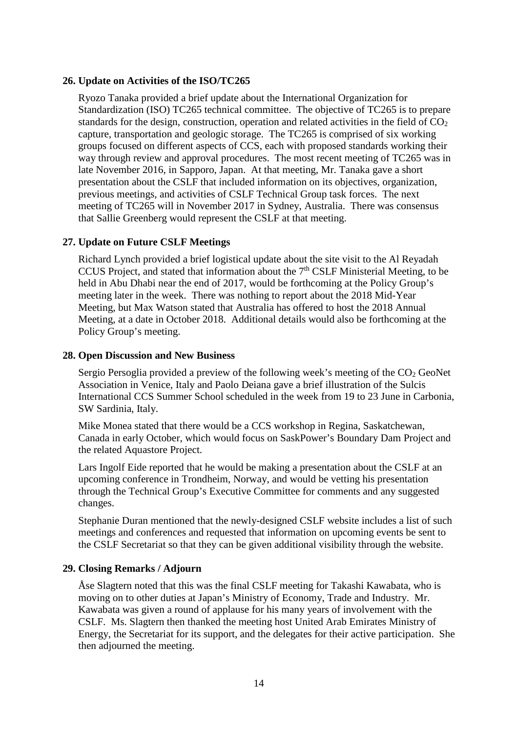### 26. Update on Activities of the ISO/TC265

Ryozo Tanaka provided a brief update about the International Organization for Standardization (ISO) TC265 technical committee. The objective of TC265 is to prepare standards for the design, construction, operation and related activities in the field of $CO_2$ capture, transportation and geologic storage. The TC265 is comprised of six working groups focused on different aspects of CCS, each with proposed standards working their way through review and approval procedures. The most recent meeting of TC265 was in late November 2016, in Sapporo, Japan. At that meeting, Mr. Tanaka gave a short presentation about the CSLF that included information on its objectives, organization, previous meetings, and activities of CSLF Technical Group task forces. The next meeting of TC265 will in November 2017 in Sydney, Australia. There was consensus that Sallie Greenberg would represent the CSLF at that meeting.

### 27. Update on Future CSLF Meetings

Richard Lynch provided a brief logistical update about the site visit to the Al Reyadah CCUS Project, and stated that information about the 7th CSLF Ministerial Meeting, to be held in Abu Dhabi near the end of 2017, would be forthcoming at the Policy Group's meeting later in the week. There was nothing to report about the 2018 Mid-Year Meeting, but Max Watson stated that Australia has offered to host the 2018 Annual Meeting, at a date in October 2018. Additional details would also be forthcoming at the Policy Group's meeting.

### 28. Open Discussion and New Business

Sergio Persoglia provided a preview of the following week's meeting of the $CO_2$ GeoNet Association in Venice, Italy and Paolo Deiana gave a brief illustration of the Sulcis International CCS Summer School scheduled in the week from 19 to 23 June in Carbonia, SW Sardinia, Italy.

Mike Monea stated that there would be a CCS workshop in Regina, Saskatchewan, Canada in early October, which would focus on SaskPower's Boundary Dam Project and the related Aquastore Project.

Lars Ingolf Eide reported that he would be making a presentation about the CSLF at an upcoming conference in Trondheim, Norway, and would be vetting his presentation through the Technical Group's Executive Committee for comments and any suggested changes.

Stephanie Duran mentioned that the newly-designed CSLF website includes a list of such meetings and conferences and requested that information on upcoming events be sent to the CSLF Secretariat so that they can be given additional visibility through the website.

### 29. Closing Remarks / Adjourn

Åse Slagtern noted that this was the final CSLF meeting for Takashi Kawabata, who is moving on to other duties at Japan's Ministry of Economy, Trade and Industry. Mr. Kawabata was given a round of applause for his many years of involvement with the CSLF. Ms. Slagtern then thanked the meeting host United Arab Emirates Ministry of Energy, the Secretariat for its support, and the delegates for their active participation. She then adjourned the meeting.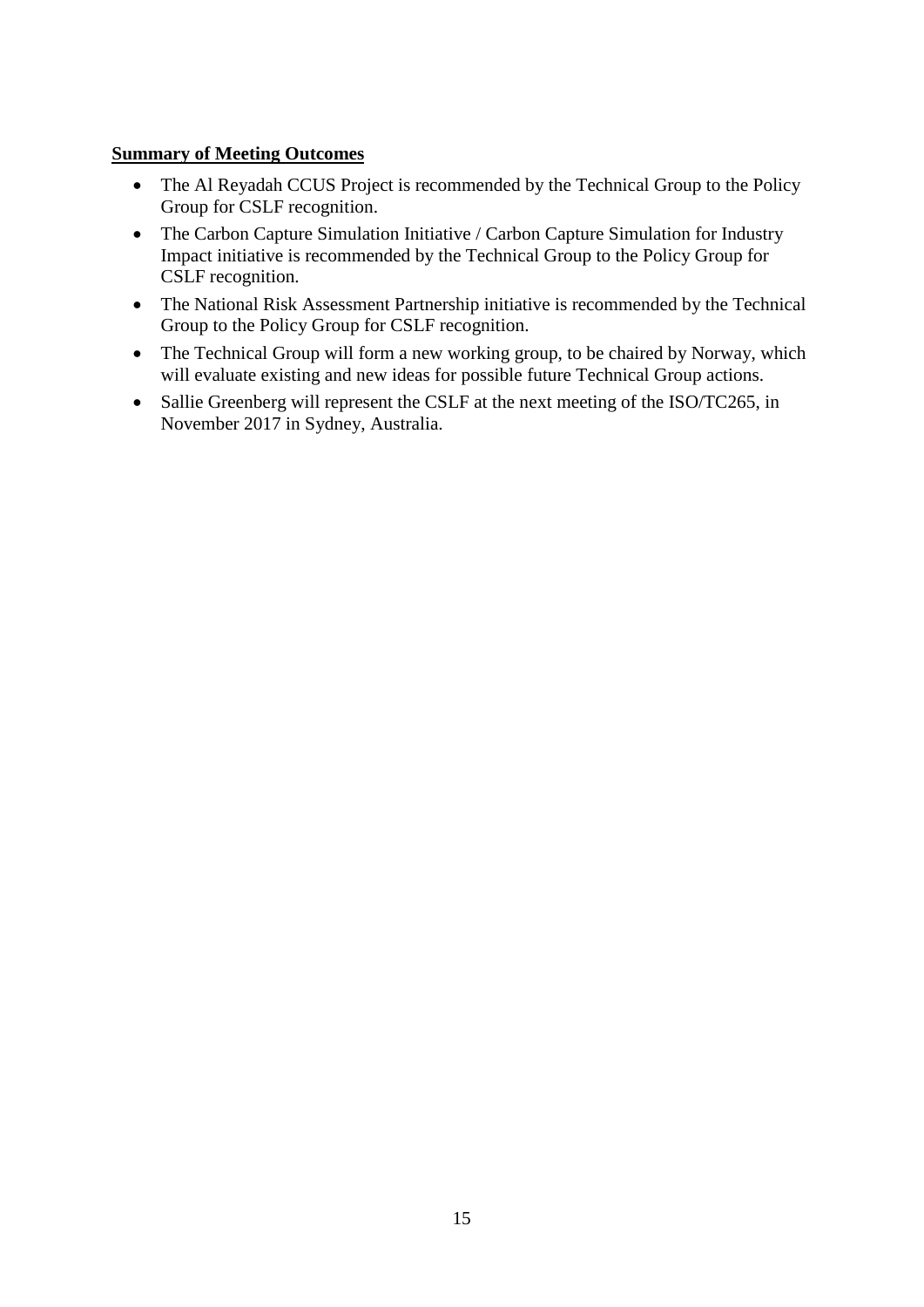**Summary of Meeting Outcomes**

- The Al Reyadah CCUS Project is recommended by the Technical Group to the Policy Group for CSLF recognition.
- The Carbon Capture Simulation Initiative / Carbon Capture Simulation for Industry Impact initiative is recommended by the Technical Group to the Policy Group for CSLF recognition.
- The National Risk Assessment Partnership initiative is recommended by the Technical Group to the Policy Group for CSLF recognition.
- The Technical Group will form a new working group, to be chaired by Norway, which will evaluate existing and new ideas for possible future Technical Group actions.
- Sallie Greenberg will represent the CSLF at the next meeting of the ISO/TC265, in November 2017 in Sydney, Australia.